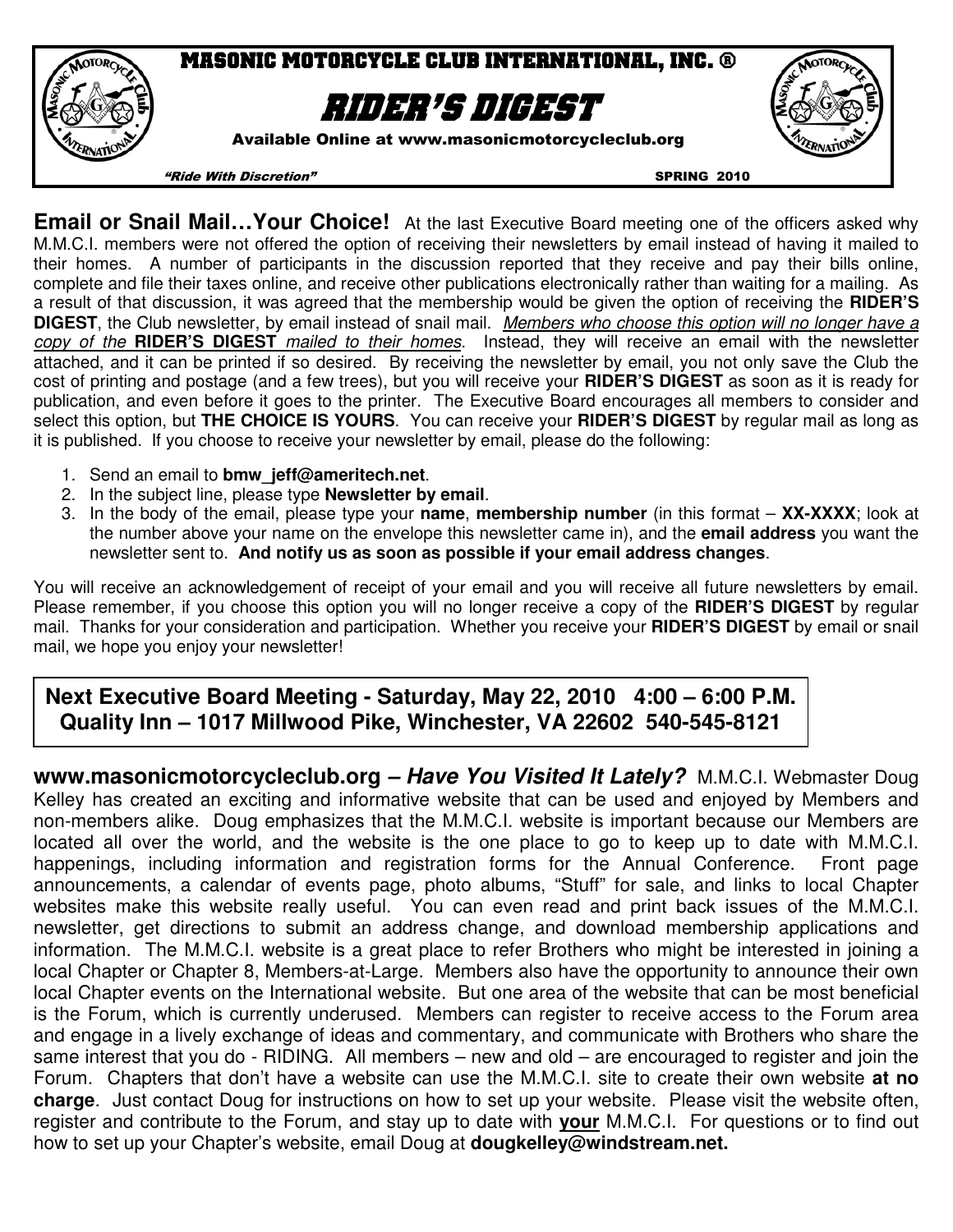# MASONIC MOTORCYCLE CLUB INTERNATIONAL, INC. ®

# RIDER'S DIGEST

**Available Online at www.masonicmotorcycleclub.org**

*"Ride With Discretion"* SPRING 2010

**Email or Snail Mail…Your Choice!** At the last Executive Board meeting one of the officers asked why M.M.C.I. members were not offered the option of receiving their newsletters by email instead of having it mailed to their homes. A number of participants in the discussion reported that they receive and pay their bills online, complete and file their taxes online, and receive other publications electronically rather than waiting for a mailing. As a result of that discussion, it was agreed that the membership would be given the option of receiving the **RIDER'S DIGEST**, the Club newsletter, by email instead of snail mail. *Members who choose this option will no longer have a copy of the* ***RIDER'S DIGEST*** *mailed to their homes*. Instead, they will receive an email with the newsletter attached, and it can be printed if so desired. By receiving the newsletter by email, you not only save the Club the cost of printing and postage (and a few trees), but you will receive your **RIDER'S DIGEST** as soon as it is ready for publication, and even before it goes to the printer. The Executive Board encourages all members to consider and select this option, but **THE CHOICE IS YOURS**. You can receive your **RIDER'S DIGEST** by regular mail as long as it is published. If you choose to receive your newsletter by email, please do the following:

1. Send an email to **bmw_jeff@ameritech.net**.
2. In the subject line, please type **Newsletter by email**.
3. In the body of the email, please type your **name**, **membership number** (in this format – **XX-XXXX**; look at the number above your name on the envelope this newsletter came in), and the **email address** you want the newsletter sent to. **And notify us as soon as possible if your email address changes**.

You will receive an acknowledgement of receipt of your email and you will receive all future newsletters by email. Please remember, if you choose this option you will no longer receive a copy of the **RIDER'S DIGEST** by regular mail. Thanks for your consideration and participation. Whether you receive your **RIDER'S DIGEST** by email or snail mail, we hope you enjoy your newsletter!

**Next Executive Board Meeting - Saturday, May 22, 2010 4:00 – 6:00 P.M.**
**Quality Inn – 1017 Millwood Pike, Winchester, VA 22602 540-545-8121**

**www.masonicmotorcycleclub.org – *Have You Visited It Lately?*** M.M.C.I. Webmaster Doug Kelley has created an exciting and informative website that can be used and enjoyed by Members and non-members alike. Doug emphasizes that the M.M.C.I. website is important because our Members are located all over the world, and the website is the one place to go to keep up to date with M.M.C.I. happenings, including information and registration forms for the Annual Conference. Front page announcements, a calendar of events page, photo albums, "Stuff" for sale, and links to local Chapter websites make this website really useful. You can even read and print back issues of the M.M.C.I. newsletter, get directions to submit an address change, and download membership applications and information. The M.M.C.I. website is a great place to refer Brothers who might be interested in joining a local Chapter or Chapter 8, Members-at-Large. Members also have the opportunity to announce their own local Chapter events on the International website. But one area of the website that can be most beneficial is the Forum, which is currently underused. Members can register to receive access to the Forum area and engage in a lively exchange of ideas and commentary, and communicate with Brothers who share the same interest that you do - RIDING. All members – new and old – are encouraged to register and join the Forum. Chapters that don't have a website can use the M.M.C.I. site to create their own website **at no charge**. Just contact Doug for instructions on how to set up your website. Please visit the website often, register and contribute to the Forum, and stay up to date with **your** M.M.C.I. For questions or to find out how to set up your Chapter's website, email Doug at **dougkelley@windstream.net.**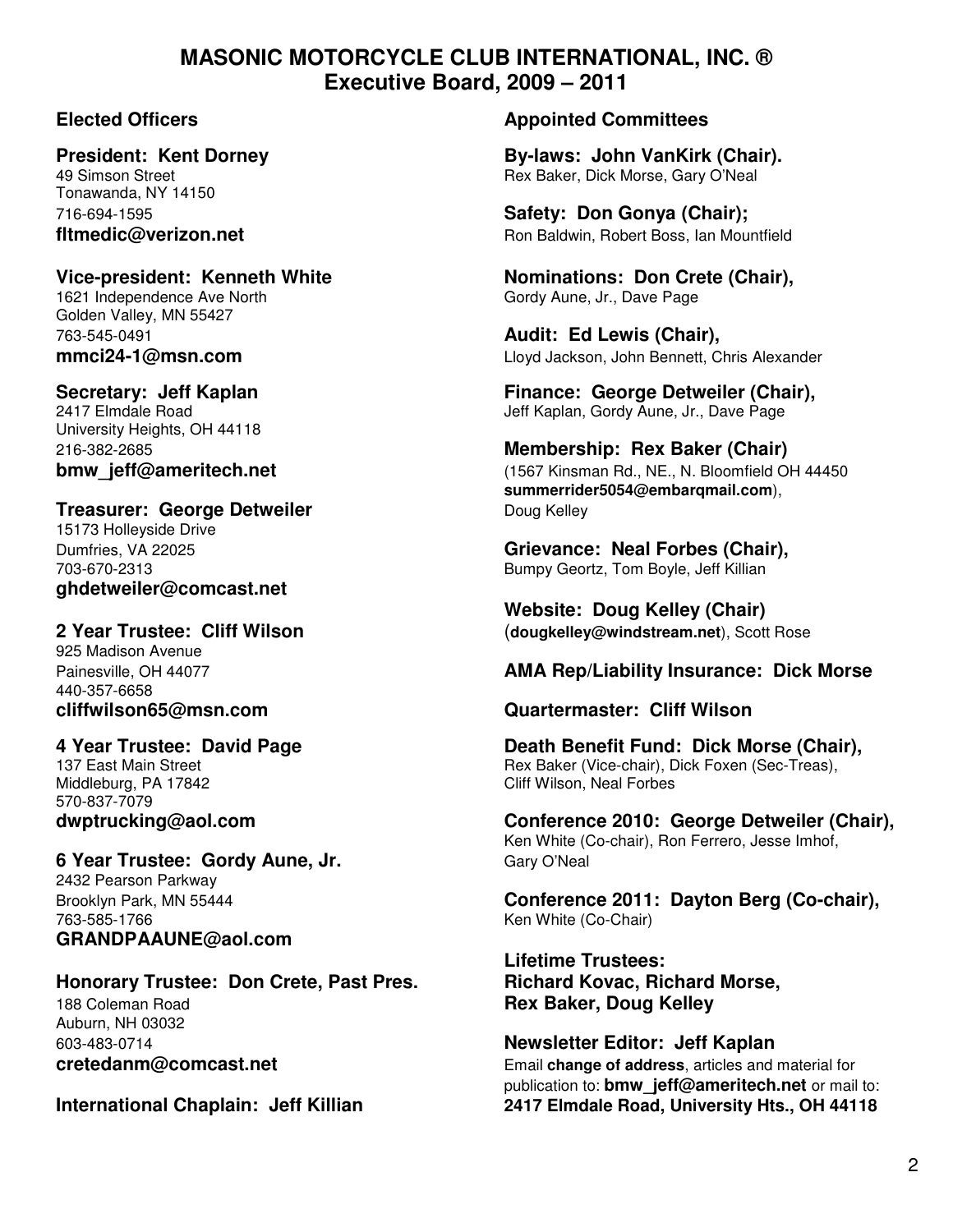# MASONIC MOTORCYCLE CLUB INTERNATIONAL, INC. ®
## Executive Board, 2009 – 2011

### Elected Officers

**President: Kent Dorney**
49 Simson Street
Tonawanda, NY 14150
716-694-1595
**fltmedic@verizon.net**

**Vice-president: Kenneth White**
1621 Independence Ave North
Golden Valley, MN 55427
763-545-0491
**mmci24-1@msn.com**

**Secretary: Jeff Kaplan**
2417 Elmdale Road
University Heights, OH 44118
216-382-2685
**bmw_jeff@ameritech.net**

**Treasurer: George Detweiler**
15173 Holleyside Drive
Dumfries, VA 22025
703-670-2313
**ghdetweiler@comcast.net**

**2 Year Trustee: Cliff Wilson**
925 Madison Avenue
Painesville, OH 44077
440-357-6658
**cliffwilson65@msn.com**

**4 Year Trustee: David Page**
137 East Main Street
Middleburg, PA 17842
570-837-7079
**dwptrucking@aol.com**

**6 Year Trustee: Gordy Aune, Jr.**
2432 Pearson Parkway
Brooklyn Park, MN 55444
763-585-1766
**GRANDPAAUNE@aol.com**

**Honorary Trustee: Don Crete, Past Pres.**
188 Coleman Road
Auburn, NH 03032
603-483-0714
**cretedanm@comcast.net**

**International Chaplain: Jeff Killian**

### Appointed Committees

**By-laws: John VanKirk (Chair).**
Rex Baker, Dick Morse, Gary O'Neal

**Safety: Don Gonya (Chair);**
Ron Baldwin, Robert Boss, Ian Mountfield

**Nominations: Don Crete (Chair),**
Gordy Aune, Jr., Dave Page

**Audit: Ed Lewis (Chair),**
Lloyd Jackson, John Bennett, Chris Alexander

**Finance: George Detweiler (Chair),**
Jeff Kaplan, Gordy Aune, Jr., Dave Page

**Membership: Rex Baker (Chair)**
(1567 Kinsman Rd., NE., N. Bloomfield OH 44450 **summerrider5054@embarqmail.com**), Doug Kelley

**Grievance: Neal Forbes (Chair),**
Bumpy Geortz, Tom Boyle, Jeff Killian

**Website: Doug Kelley (Chair)**
(**dougkelley@windstream.net**), Scott Rose

**AMA Rep/Liability Insurance: Dick Morse**

**Quartermaster: Cliff Wilson**

**Death Benefit Fund: Dick Morse (Chair),**
Rex Baker (Vice-chair), Dick Foxen (Sec-Treas), Cliff Wilson, Neal Forbes

**Conference 2010: George Detweiler (Chair),**
Ken White (Co-chair), Ron Ferrero, Jesse Imhof, Gary O'Neal

**Conference 2011: Dayton Berg (Co-chair),**
Ken White (Co-Chair)

**Lifetime Trustees:**
**Richard Kovac, Richard Morse, Rex Baker, Doug Kelley**

**Newsletter Editor: Jeff Kaplan**
Email **change of address**, articles and material for publication to: **bmw_jeff@ameritech.net** or mail to: **2417 Elmdale Road, University Hts., OH 44118**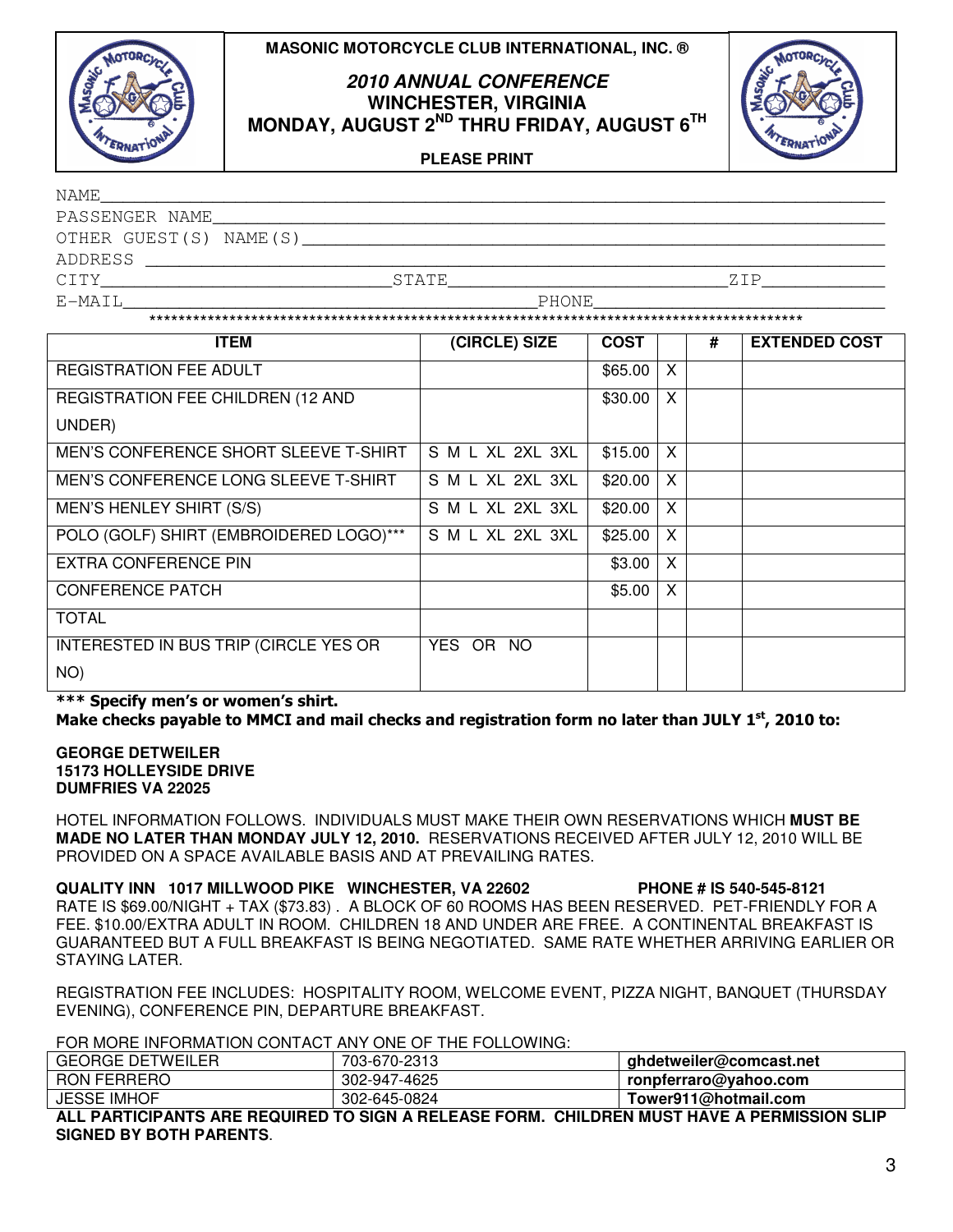**MASONIC MOTORCYCLE CLUB INTERNATIONAL, INC. ®**

## *2010 ANNUAL CONFERENCE*
## WINCHESTER, VIRGINIA
## MONDAY, AUGUST 2ND THRU FRIDAY, AUGUST 6TH

**PLEASE PRINT**

NAME\_\_\_\_\_\_\_\_\_\_\_\_\_\_\_\_\_\_\_\_\_\_\_\_\_\_\_\_\_\_\_\_\_\_\_\_\_\_\_\_\_\_\_\_\_\_\_\_\_\_\_\_\_\_\_\_\_\_\_\_

PASSENGER NAME\_\_\_\_\_\_\_\_\_\_\_\_\_\_\_\_\_\_\_\_\_\_\_\_\_\_\_\_\_\_\_\_\_\_\_\_\_\_\_\_\_\_\_\_\_\_\_\_\_\_\_

OTHER GUEST(S) NAME(S)\_\_\_\_\_\_\_\_\_\_\_\_\_\_\_\_\_\_\_\_\_\_\_\_\_\_\_\_\_\_\_\_\_\_\_\_\_\_\_\_\_\_\_\_\_\_\_

ADDRESS \_\_\_\_\_\_\_\_\_\_\_\_\_\_\_\_\_\_\_\_\_\_\_\_\_\_\_\_\_\_\_\_\_\_\_\_\_\_\_\_\_\_\_\_\_\_\_\_\_\_\_\_\_\_\_\_\_

CITY\_\_\_\_\_\_\_\_\_\_\_\_\_\_\_\_\_\_\_\_\_\_\_\_\_STATE\_\_\_\_\_\_\_\_\_\_\_\_\_\_\_\_\_\_\_\_\_\_\_\_ZIP\_\_\_\_\_\_\_\_\_\_\_

E-MAIL\_\_\_\_\_\_\_\_\_\_\_\_\_\_\_\_\_\_\_\_\_\_\_\_\_\_\_\_\_\_\_\_\_\_\_\_\_\_\_PHONE\_\_\_\_\_\_\_\_\_\_\_\_\_\_\_\_\_\_\_\_\_\_\_\_\_

\*\*\*\*\*\*\*\*\*\*\*\*\*\*\*\*\*\*\*\*\*\*\*\*\*\*\*\*\*\*\*\*\*\*\*\*\*\*\*\*\*\*\*\*\*\*\*\*\*\*\*\*\*\*\*\*\*\*\*\*\*\*\*\*\*\*\*\*\*\*\*\*\*\*\*\*\*\*\*\*\*\*\*\*\*\*\*\*\*\*\*

| ITEM | (CIRCLE) SIZE | COST | | # | EXTENDED COST |
|---|---|---|---|---|---|
| REGISTRATION FEE ADULT | | $65.00 | X | | |
| REGISTRATION FEE CHILDREN (12 AND UNDER) | | $30.00 | X | | |
| MEN'S CONFERENCE SHORT SLEEVE T-SHIRT | S M L XL 2XL 3XL | $15.00 | X | | |
| MEN'S CONFERENCE LONG SLEEVE T-SHIRT | S M L XL 2XL 3XL | $20.00 | X | | |
| MEN'S HENLEY SHIRT (S/S) | S M L XL 2XL 3XL | $20.00 | X | | |
| POLO (GOLF) SHIRT (EMBROIDERED LOGO)*** | S M L XL 2XL 3XL | $25.00 | X | | |
| EXTRA CONFERENCE PIN | | $3.00 | X | | |
| CONFERENCE PATCH | | $5.00 | X | | |
| TOTAL | | | | | |
| INTERESTED IN BUS TRIP (CIRCLE YES OR NO) | YES OR NO | | | | |

**\*\*\* Specify men's or women's shirt.**
**Make checks payable to MMCI and mail checks and registration form no later than JULY 1st, 2010 to:**

**GEORGE DETWEILER**
**15173 HOLLEYSIDE DRIVE**
**DUMFRIES VA 22025**

HOTEL INFORMATION FOLLOWS. INDIVIDUALS MUST MAKE THEIR OWN RESERVATIONS WHICH **MUST BE MADE NO LATER THAN MONDAY JULY 12, 2010.** RESERVATIONS RECEIVED AFTER JULY 12, 2010 WILL BE PROVIDED ON A SPACE AVAILABLE BASIS AND AT PREVAILING RATES.

**QUALITY INN 1017 MILLWOOD PIKE WINCHESTER, VA 22602 PHONE # IS 540-545-8121**
RATE IS $69.00/NIGHT + TAX ($73.83) . A BLOCK OF 60 ROOMS HAS BEEN RESERVED. PET-FRIENDLY FOR A FEE. $10.00/EXTRA ADULT IN ROOM. CHILDREN 18 AND UNDER ARE FREE. A CONTINENTAL BREAKFAST IS GUARANTEED BUT A FULL BREAKFAST IS BEING NEGOTIATED. SAME RATE WHETHER ARRIVING EARLIER OR STAYING LATER.

REGISTRATION FEE INCLUDES: HOSPITALITY ROOM, WELCOME EVENT, PIZZA NIGHT, BANQUET (THURSDAY EVENING), CONFERENCE PIN, DEPARTURE BREAKFAST.

FOR MORE INFORMATION CONTACT ANY ONE OF THE FOLLOWING:

| | | |
|---|---|---|
| GEORGE DETWEILER | 703-670-2313 | **ghdetweiler@comcast.net** |
| RON FERRERO | 302-947-4625 | **ronpferraro@yahoo.com** |
| JESSE IMHOF | 302-645-0824 | **Tower911@hotmail.com** |

**ALL PARTICIPANTS ARE REQUIRED TO SIGN A RELEASE FORM. CHILDREN MUST HAVE A PERMISSION SLIP SIGNED BY BOTH PARENTS**.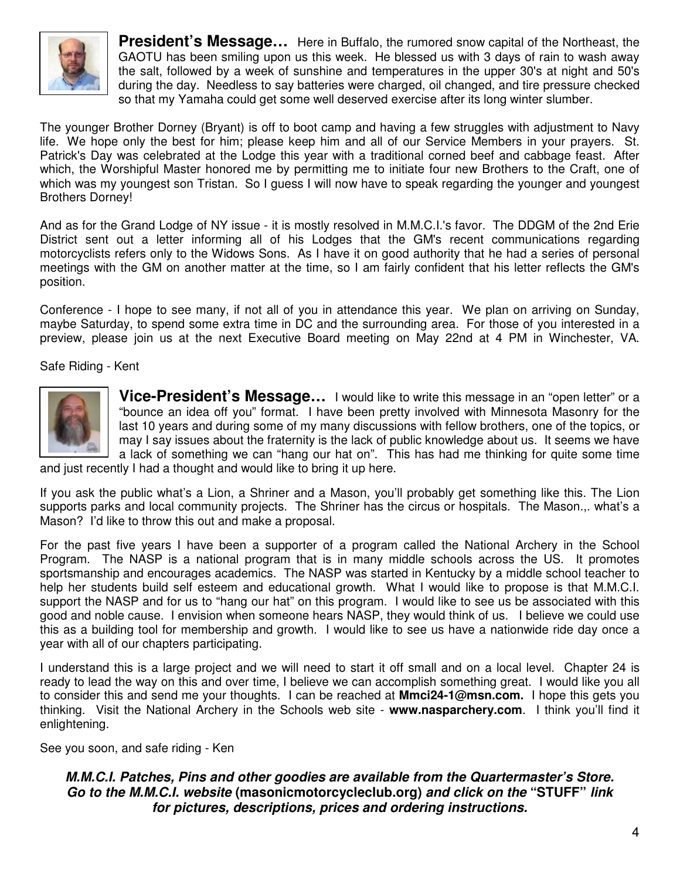**President's Message…** Here in Buffalo, the rumored snow capital of the Northeast, the GAOTU has been smiling upon us this week. He blessed us with 3 days of rain to wash away the salt, followed by a week of sunshine and temperatures in the upper 30's at night and 50's during the day. Needless to say batteries were charged, oil changed, and tire pressure checked so that my Yamaha could get some well deserved exercise after its long winter slumber.

The younger Brother Dorney (Bryant) is off to boot camp and having a few struggles with adjustment to Navy life. We hope only the best for him; please keep him and all of our Service Members in your prayers. St. Patrick's Day was celebrated at the Lodge this year with a traditional corned beef and cabbage feast. After which, the Worshipful Master honored me by permitting me to initiate four new Brothers to the Craft, one of which was my youngest son Tristan. So I guess I will now have to speak regarding the younger and youngest Brothers Dorney!

And as for the Grand Lodge of NY issue - it is mostly resolved in M.M.C.I.'s favor. The DDGM of the 2nd Erie District sent out a letter informing all of his Lodges that the GM's recent communications regarding motorcyclists refers only to the Widows Sons. As I have it on good authority that he had a series of personal meetings with the GM on another matter at the time, so I am fairly confident that his letter reflects the GM's position.

Conference - I hope to see many, if not all of you in attendance this year. We plan on arriving on Sunday, maybe Saturday, to spend some extra time in DC and the surrounding area. For those of you interested in a preview, please join us at the next Executive Board meeting on May 22nd at 4 PM in Winchester, VA.

Safe Riding - Kent

**Vice-President's Message…** I would like to write this message in an "open letter" or a "bounce an idea off you" format. I have been pretty involved with Minnesota Masonry for the last 10 years and during some of my many discussions with fellow brothers, one of the topics, or may I say issues about the fraternity is the lack of public knowledge about us. It seems we have a lack of something we can "hang our hat on". This has had me thinking for quite some time and just recently I had a thought and would like to bring it up here.

If you ask the public what's a Lion, a Shriner and a Mason, you'll probably get something like this. The Lion supports parks and local community projects. The Shriner has the circus or hospitals. The Mason.,. what's a Mason? I'd like to throw this out and make a proposal.

For the past five years I have been a supporter of a program called the National Archery in the School Program. The NASP is a national program that is in many middle schools across the US. It promotes sportsmanship and encourages academics. The NASP was started in Kentucky by a middle school teacher to help her students build self esteem and educational growth. What I would like to propose is that M.M.C.I. support the NASP and for us to "hang our hat" on this program. I would like to see us be associated with this good and noble cause. I envision when someone hears NASP, they would think of us. I believe we could use this as a building tool for membership and growth. I would like to see us have a nationwide ride day once a year with all of our chapters participating.

I understand this is a large project and we will need to start it off small and on a local level. Chapter 24 is ready to lead the way on this and over time, I believe we can accomplish something great. I would like you all to consider this and send me your thoughts. I can be reached at **Mmci24-1@msn.com.** I hope this gets you thinking. Visit the National Archery in the Schools web site - **www.nasparchery.com**. I think you'll find it enlightening.

See you soon, and safe riding - Ken

***M.M.C.I. Patches, Pins and other goodies are available from the Quartermaster's Store. Go to the M.M.C.I. website* (masonicmotorcycleclub.org) *and click on the* "STUFF" *link for pictures, descriptions, prices and ordering instructions.***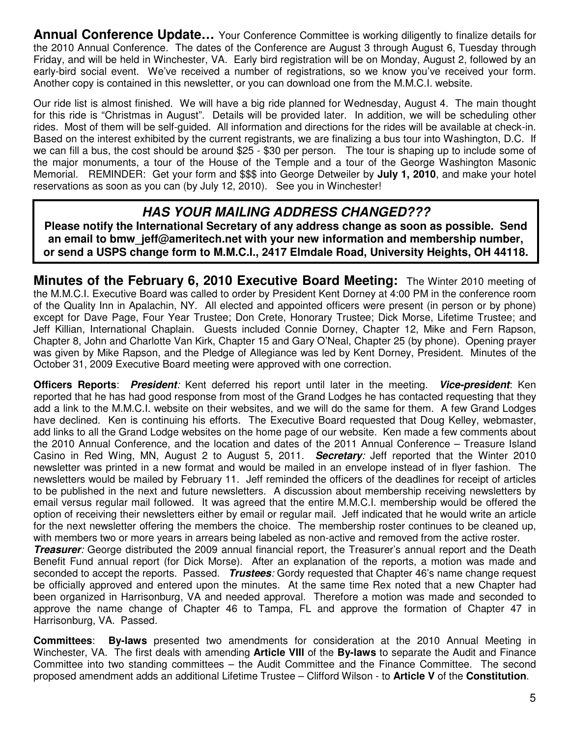**Annual Conference Update…** Your Conference Committee is working diligently to finalize details for the 2010 Annual Conference. The dates of the Conference are August 3 through August 6, Tuesday through Friday, and will be held in Winchester, VA. Early bird registration will be on Monday, August 2, followed by an early-bird social event. We've received a number of registrations, so we know you've received your form. Another copy is contained in this newsletter, or you can download one from the M.M.C.I. website.

Our ride list is almost finished. We will have a big ride planned for Wednesday, August 4. The main thought for this ride is "Christmas in August". Details will be provided later. In addition, we will be scheduling other rides. Most of them will be self-guided. All information and directions for the rides will be available at check-in. Based on the interest exhibited by the current registrants, we are finalizing a bus tour into Washington, D.C. If we can fill a bus, the cost should be around $25 - $30 per person. The tour is shaping up to include some of the major monuments, a tour of the House of the Temple and a tour of the George Washington Masonic Memorial. REMINDER: Get your form and $$$ into George Detweiler by **July 1, 2010**, and make your hotel reservations as soon as you can (by July 12, 2010). See you in Winchester!

### ***HAS YOUR MAILING ADDRESS CHANGED???***

**Please notify the International Secretary of any address change as soon as possible. Send an email to bmw_jeff@ameritech.net with your new information and membership number, or send a USPS change form to M.M.C.I., 2417 Elmdale Road, University Heights, OH 44118.**

**Minutes of the February 6, 2010 Executive Board Meeting:** The Winter 2010 meeting of the M.M.C.I. Executive Board was called to order by President Kent Dorney at 4:00 PM in the conference room of the Quality Inn in Apalachin, NY. All elected and appointed officers were present (in person or by phone) except for Dave Page, Four Year Trustee; Don Crete, Honorary Trustee; Dick Morse, Lifetime Trustee; and Jeff Killian, International Chaplain. Guests included Connie Dorney, Chapter 12, Mike and Fern Rapson, Chapter 8, John and Charlotte Van Kirk, Chapter 15 and Gary O'Neal, Chapter 25 (by phone). Opening prayer was given by Mike Rapson, and the Pledge of Allegiance was led by Kent Dorney, President. Minutes of the October 31, 2009 Executive Board meeting were approved with one correction.

**Officers Reports**: ***President****:* Kent deferred his report until later in the meeting. ***Vice-president***: Ken reported that he has had good response from most of the Grand Lodges he has contacted requesting that they add a link to the M.M.C.I. website on their websites, and we will do the same for them. A few Grand Lodges have declined. Ken is continuing his efforts. The Executive Board requested that Doug Kelley, webmaster, add links to all the Grand Lodge websites on the home page of our website. Ken made a few comments about the 2010 Annual Conference, and the location and dates of the 2011 Annual Conference – Treasure Island Casino in Red Wing, MN, August 2 to August 5, 2011. ***Secretary****:* Jeff reported that the Winter 2010 newsletter was printed in a new format and would be mailed in an envelope instead of in flyer fashion. The newsletters would be mailed by February 11. Jeff reminded the officers of the deadlines for receipt of articles to be published in the next and future newsletters. A discussion about membership receiving newsletters by email versus regular mail followed. It was agreed that the entire M.M.C.I. membership would be offered the option of receiving their newsletters either by email or regular mail. Jeff indicated that he would write an article for the next newsletter offering the members the choice. The membership roster continues to be cleaned up, with members two or more years in arrears being labeled as non-active and removed from the active roster.
***Treasurer****:* George distributed the 2009 annual financial report, the Treasurer's annual report and the Death Benefit Fund annual report (for Dick Morse). After an explanation of the reports, a motion was made and seconded to accept the reports. Passed. ***Trustees****:* Gordy requested that Chapter 46's name change request be officially approved and entered upon the minutes. At the same time Rex noted that a new Chapter had been organized in Harrisonburg, VA and needed approval. Therefore a motion was made and seconded to approve the name change of Chapter 46 to Tampa, FL and approve the formation of Chapter 47 in Harrisonburg, VA. Passed.

**Committees**: **By-laws** presented two amendments for consideration at the 2010 Annual Meeting in Winchester, VA. The first deals with amending **Article VIII** of the **By-laws** to separate the Audit and Finance Committee into two standing committees – the Audit Committee and the Finance Committee. The second proposed amendment adds an additional Lifetime Trustee – Clifford Wilson - to **Article V** of the **Constitution**.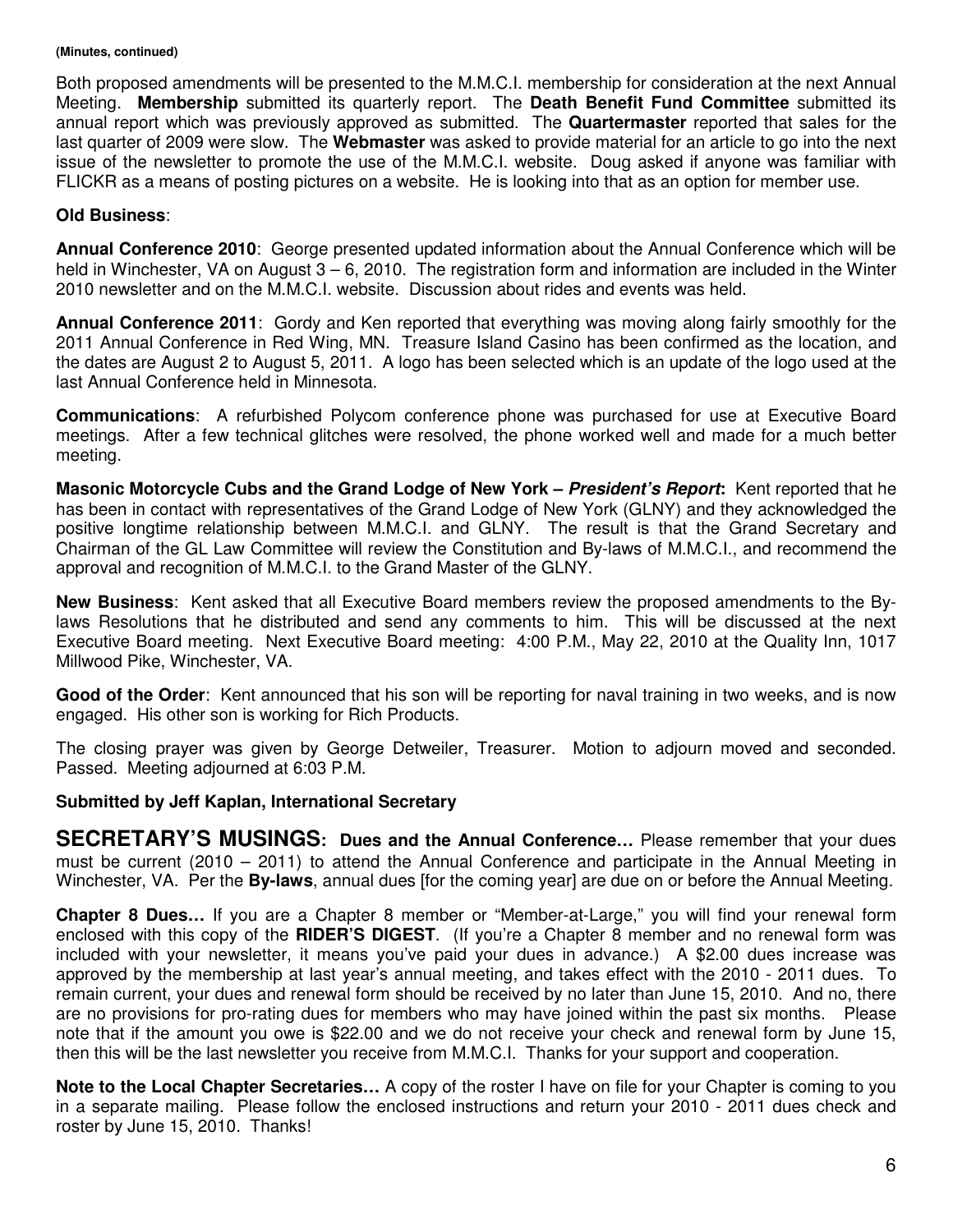**(Minutes, continued)**

Both proposed amendments will be presented to the M.M.C.I. membership for consideration at the next Annual Meeting. **Membership** submitted its quarterly report. The **Death Benefit Fund Committee** submitted its annual report which was previously approved as submitted. The **Quartermaster** reported that sales for the last quarter of 2009 were slow. The **Webmaster** was asked to provide material for an article to go into the next issue of the newsletter to promote the use of the M.M.C.I. website. Doug asked if anyone was familiar with FLICKR as a means of posting pictures on a website. He is looking into that as an option for member use.

**Old Business**:

**Annual Conference 2010**: George presented updated information about the Annual Conference which will be held in Winchester, VA on August 3 – 6, 2010. The registration form and information are included in the Winter 2010 newsletter and on the M.M.C.I. website. Discussion about rides and events was held.

**Annual Conference 2011**: Gordy and Ken reported that everything was moving along fairly smoothly for the 2011 Annual Conference in Red Wing, MN. Treasure Island Casino has been confirmed as the location, and the dates are August 2 to August 5, 2011. A logo has been selected which is an update of the logo used at the last Annual Conference held in Minnesota.

**Communications**: A refurbished Polycom conference phone was purchased for use at Executive Board meetings. After a few technical glitches were resolved, the phone worked well and made for a much better meeting.

**Masonic Motorcycle Cubs and the Grand Lodge of New York – *President's Report*:** Kent reported that he has been in contact with representatives of the Grand Lodge of New York (GLNY) and they acknowledged the positive longtime relationship between M.M.C.I. and GLNY. The result is that the Grand Secretary and Chairman of the GL Law Committee will review the Constitution and By-laws of M.M.C.I., and recommend the approval and recognition of M.M.C.I. to the Grand Master of the GLNY.

**New Business**: Kent asked that all Executive Board members review the proposed amendments to the By-laws Resolutions that he distributed and send any comments to him. This will be discussed at the next Executive Board meeting. Next Executive Board meeting: 4:00 P.M., May 22, 2010 at the Quality Inn, 1017 Millwood Pike, Winchester, VA.

**Good of the Order**: Kent announced that his son will be reporting for naval training in two weeks, and is now engaged. His other son is working for Rich Products.

The closing prayer was given by George Detweiler, Treasurer. Motion to adjourn moved and seconded. Passed. Meeting adjourned at 6:03 P.M.

**Submitted by Jeff Kaplan, International Secretary**

## SECRETARY'S MUSINGS:

**Dues and the Annual Conference…** Please remember that your dues must be current (2010 – 2011) to attend the Annual Conference and participate in the Annual Meeting in Winchester, VA. Per the **By-laws**, annual dues [for the coming year] are due on or before the Annual Meeting.

**Chapter 8 Dues…** If you are a Chapter 8 member or "Member-at-Large," you will find your renewal form enclosed with this copy of the **RIDER'S DIGEST**. (If you're a Chapter 8 member and no renewal form was included with your newsletter, it means you've paid your dues in advance.) A $2.00 dues increase was approved by the membership at last year's annual meeting, and takes effect with the 2010 - 2011 dues. To remain current, your dues and renewal form should be received by no later than June 15, 2010. And no, there are no provisions for pro-rating dues for members who may have joined within the past six months. Please note that if the amount you owe is $22.00 and we do not receive your check and renewal form by June 15, then this will be the last newsletter you receive from M.M.C.I. Thanks for your support and cooperation.

**Note to the Local Chapter Secretaries…** A copy of the roster I have on file for your Chapter is coming to you in a separate mailing. Please follow the enclosed instructions and return your 2010 - 2011 dues check and roster by June 15, 2010. Thanks!